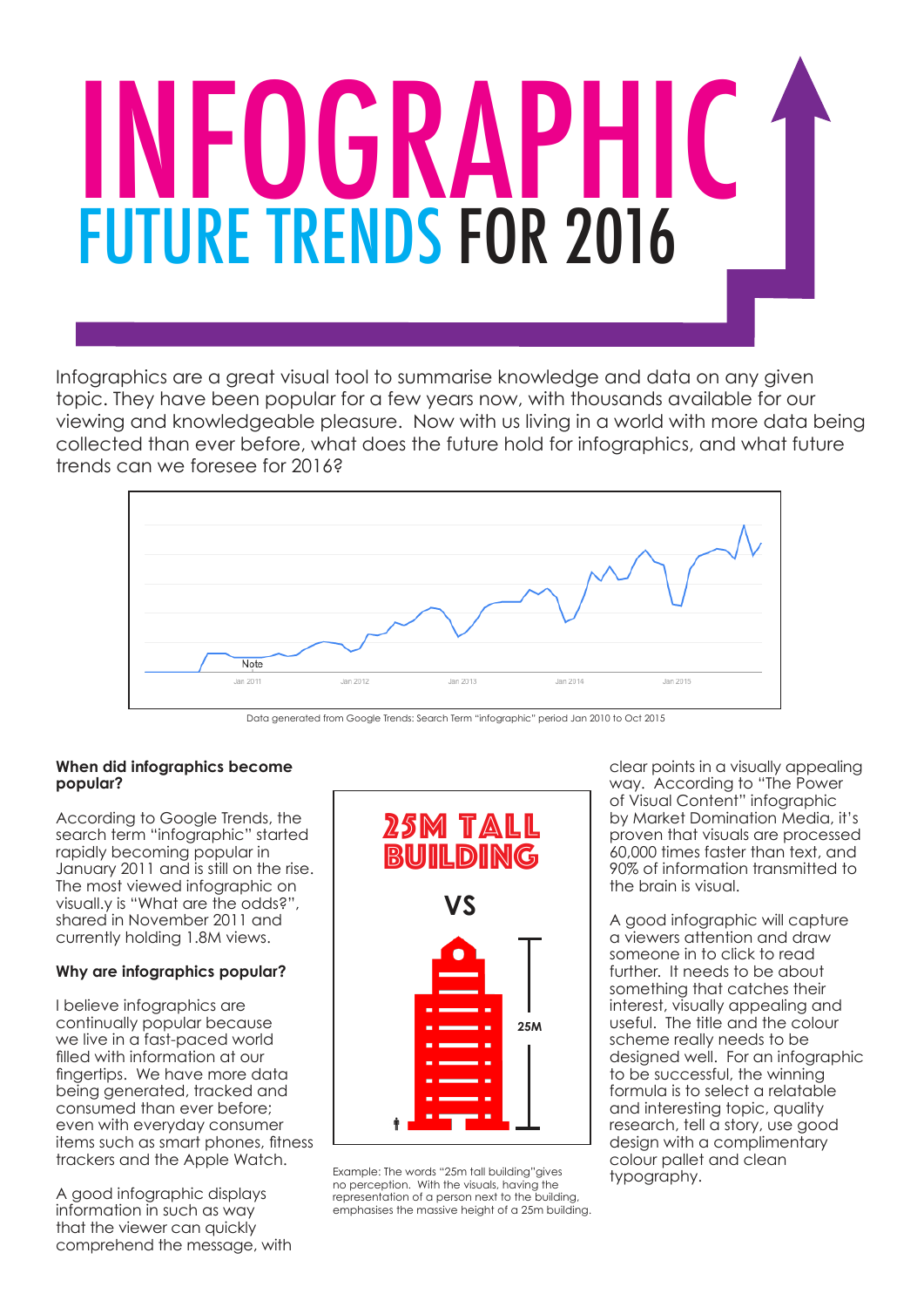# INFOGRAPHIC

## FUTURE TRENDS FOR 2016

Infographics are a great visual tool to summarise knowledge and data on any given topic. They have been popular for a few years now, with thousands available for our viewing and knowledgeable pleasure. Now with us living in a world with more data being collected than ever before, what does the future hold for infographics, and what future trends can we foresee for 2016?

Data generated from Google Trends: Search Term "infographic" period Jan 2010 to Oct 2015

**When did infographics become popular?**

According to Google Trends, the search term "infographic" started rapidly becoming popular in January 2011 and is still on the rise. The most viewed infographic on visuall.y is "What are the odds?", shared in November 2011 and currently holding 1.8M views.

**Why are infographics popular?**

I believe infographics are continually popular because we live in a fast-paced world filled with information at our fingertips. We have more data being generated, tracked and consumed than ever before; even with everyday consumer items such as smart phones, fitness trackers and the Apple Watch.

A good infographic displays information in such as way that the viewer can quickly comprehend the message, with clear points in a visually appealing way. According to "The Power of Visual Content" infographic by Market Domination Media, it's proven that visuals are processed 60,000 times faster than text, and 90% of information transmitted to the brain is visual.

Example: The words "25m tall building"gives no perception. With the visuals, having the representation of a person next to the building, emphasises the massive height of a 25m building.

A good infographic will capture a viewers attention and draw someone in to click to read further. It needs to be about something that catches their interest, visually appealing and useful. The title and the colour scheme really needs to be designed well. For an infographic to be successful, the winning formula is to select a relatable and interesting topic, quality research, tell a story, use good design with a complimentary colour pallet and clean typography.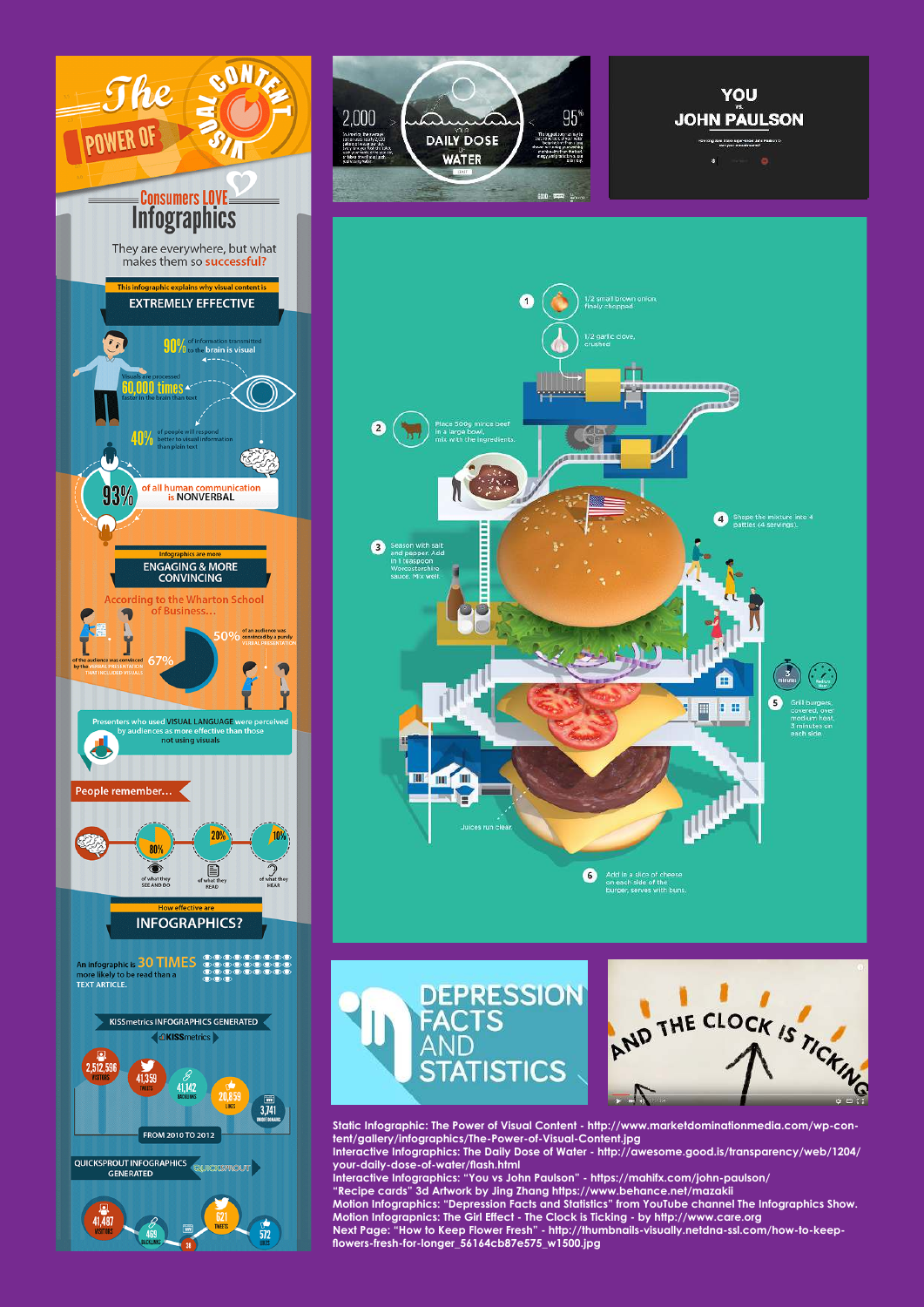Static Infographic: The Power of Visual Content - http://www.marketdominationmedia.com/wp-content/gallery/infographics/The-Power-of-Visual-Content.jpg
Interactive Infographics: The Daily Dose of Water - http://awesome.good.is/transparency/web/1204/your-daily-dose-of-water/flash.html
Interactive Infographics: "You vs John Paulson" - https://mahifx.com/john-paulson/
"Recipe cards" 3d Artwork by Jing Zhang https://www.behance.net/mazakii
Motion Infographics: "Depression Facts and Statistics" from YouTube channel The Infographics Show.
Motion Infographics: The Girl Effect - The Clock is Ticking - by http://www.care.org
Next Page: "How to Keep Flower Fresh" - http://thumbnails-visually.netdna-ssl.com/how-to-keep-flowers-fresh-for-longer_56164cb87e575_w1500.jpg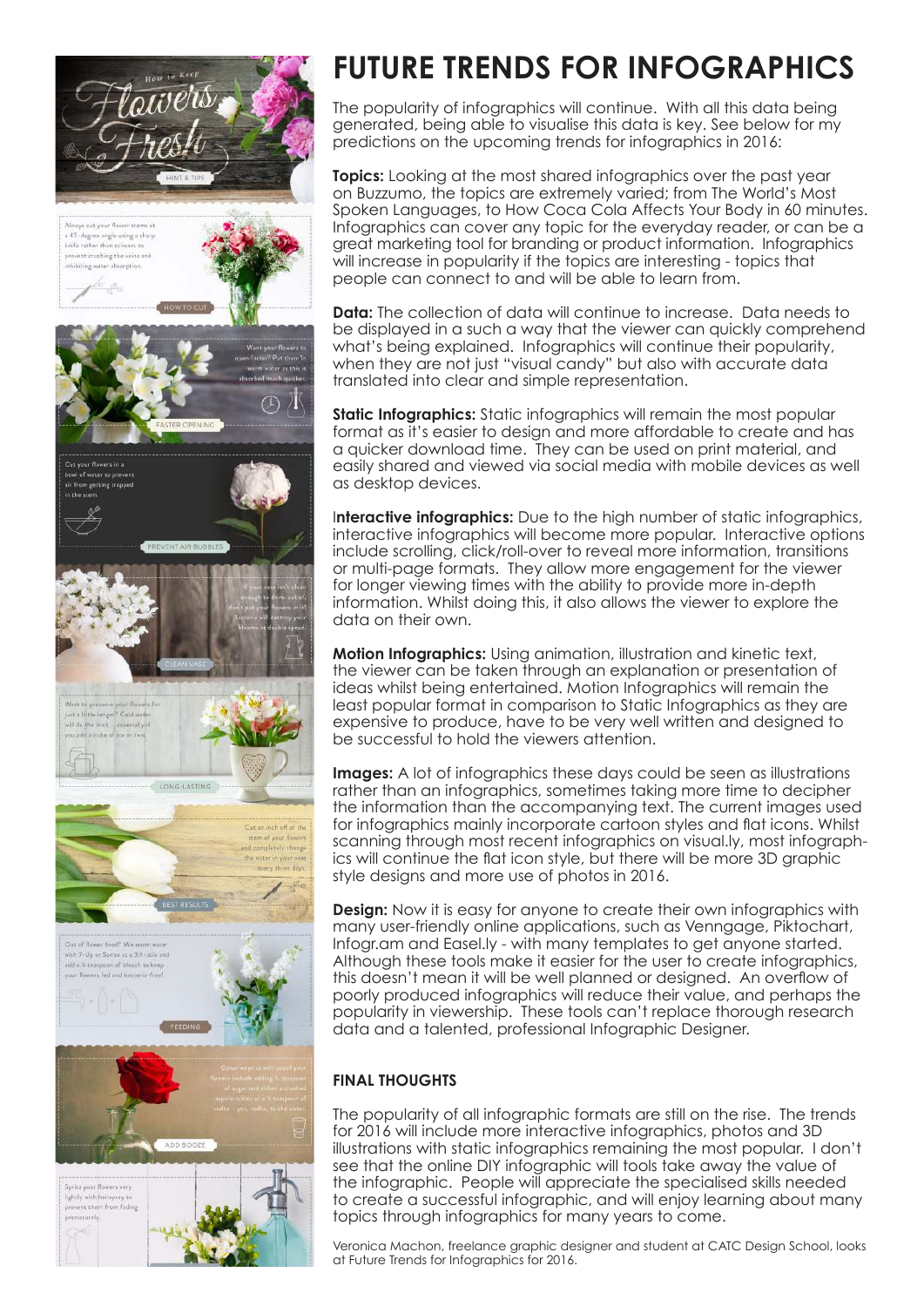# FUTURE TRENDS FOR INFOGRAPHICS

The popularity of infographics will continue. With all this data being generated, being able to visualise this data is key. See below for my predictions on the upcoming trends for infographics in 2016:

**Topics:** Looking at the most shared infographics over the past year on Buzzumo, the topics are extremely varied; from The World's Most Spoken Languages, to How Coca Cola Affects Your Body in 60 minutes. Infographics can cover any topic for the everyday reader, or can be a great marketing tool for branding or product information. Infographics will increase in popularity if the topics are interesting - topics that people can connect to and will be able to learn from.

**Data:** The collection of data will continue to increase. Data needs to be displayed in a such a way that the viewer can quickly comprehend what's being explained. Infographics will continue their popularity, when they are not just "visual candy" but also with accurate data translated into clear and simple representation.

**Static Infographics:** Static infographics will remain the most popular format as it's easier to design and more affordable to create and has a quicker download time. They can be used on print material, and easily shared and viewed via social media with mobile devices as well as desktop devices.

I**nteractive infographics:** Due to the high number of static infographics, interactive infographics will become more popular. Interactive options include scrolling, click/roll-over to reveal more information, transitions or multi-page formats. They allow more engagement for the viewer for longer viewing times with the ability to provide more in-depth information. Whilst doing this, it also allows the viewer to explore the data on their own.

**Motion Infographics:** Using animation, illustration and kinetic text, the viewer can be taken through an explanation or presentation of ideas whilst being entertained. Motion Infographics will remain the least popular format in comparison to Static Infographics as they are expensive to produce, have to be very well written and designed to be successful to hold the viewers attention.

**Images:** A lot of infographics these days could be seen as illustrations rather than an infographics, sometimes taking more time to decipher the information than the accompanying text. The current images used for infographics mainly incorporate cartoon styles and flat icons. Whilst scanning through most recent infographics on visual.ly, most infographics will continue the flat icon style, but there will be more 3D graphic style designs and more use of photos in 2016.

**Design:** Now it is easy for anyone to create their own infographics with many user-friendly online applications, such as Venngage, Piktochart, Infogr.am and Easel.ly - with many templates to get anyone started. Although these tools make it easier for the user to create infographics, this doesn't mean it will be well planned or designed. An overflow of poorly produced infographics will reduce their value, and perhaps the popularity in viewership. These tools can't replace thorough research data and a talented, professional Infographic Designer.

## FINAL THOUGHTS

The popularity of all infographic formats are still on the rise. The trends for 2016 will include more interactive infographics, photos and 3D illustrations with static infographics remaining the most popular. I don't see that the online DIY infographic will tools take away the value of the infographic. People will appreciate the specialised skills needed to create a successful infographic, and will enjoy learning about many topics through infographics for many years to come.

Veronica Machon, freelance graphic designer and student at CATC Design School, looks at Future Trends for Infographics for 2016.